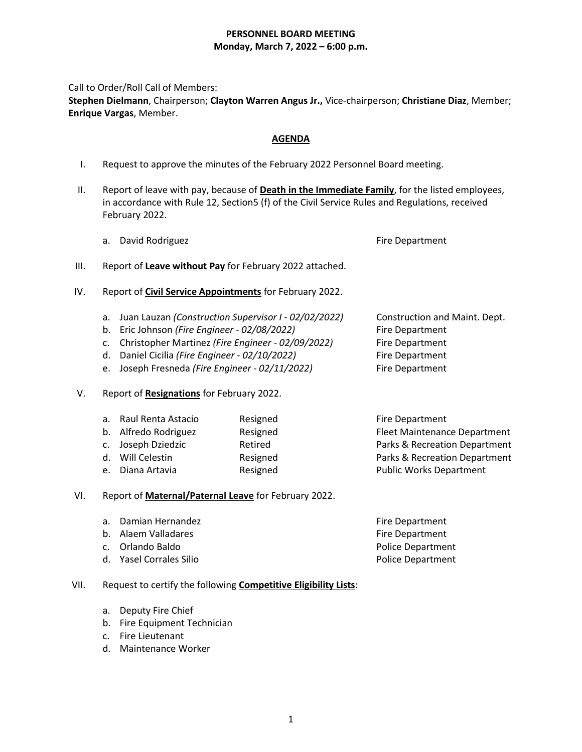# PERSONNEL BOARD MEETING

**Monday, March 7, 2022 – 6:00 p.m.**

Call to Order/Roll Call of Members:
**Stephen Dielmann**, Chairperson; **Clayton Warren Angus Jr.,** Vice-chairperson; **Christiane Diaz**, Member; **Enrique Vargas**, Member.

## AGENDA

I. Request to approve the minutes of the February 2022 Personnel Board meeting.

II. Report of leave with pay, because of **Death in the Immediate Family**, for the listed employees, in accordance with Rule 12, Section5 (f) of the Civil Service Rules and Regulations, received February 2022.

   a. David Rodriguez — Fire Department

III. Report of **Leave without Pay** for February 2022 attached.

IV. Report of **Civil Service Appointments** for February 2022.

   a. Juan Lauzan *(Construction Supervisor I - 02/02/2022)* — Construction and Maint. Dept.
   b. Eric Johnson *(Fire Engineer - 02/08/2022)* — Fire Department
   c. Christopher Martinez *(Fire Engineer - 02/09/2022)* — Fire Department
   d. Daniel Cicilia *(Fire Engineer - 02/10/2022)* — Fire Department
   e. Joseph Fresneda *(Fire Engineer - 02/11/2022)* — Fire Department

V. Report of **Resignations** for February 2022.

| | Name | Status | Department |
|---|---|---|---|
| a. | Raul Renta Astacio | Resigned | Fire Department |
| b. | Alfredo Rodriguez | Resigned | Fleet Maintenance Department |
| c. | Joseph Dziedzic | Retired | Parks & Recreation Department |
| d. | Will Celestin | Resigned | Parks & Recreation Department |
| e. | Diana Artavia | Resigned | Public Works Department |

VI. Report of **Maternal/Paternal Leave** for February 2022.

   a. Damian Hernandez — Fire Department
   b. Alaem Valladares — Fire Department
   c. Orlando Baldo — Police Department
   d. Yasel Corrales Silio — Police Department

VII. Request to certify the following **Competitive Eligibility Lists**:

   a. Deputy Fire Chief
   b. Fire Equipment Technician
   c. Fire Lieutenant
   d. Maintenance Worker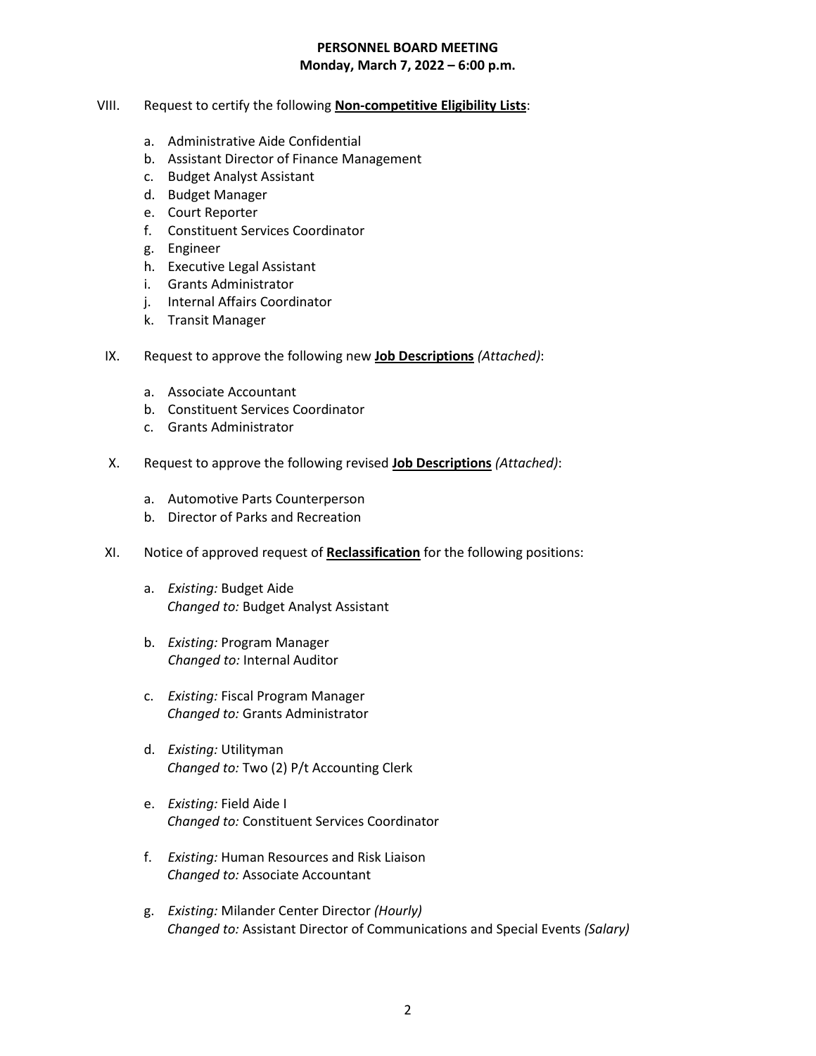**PERSONNEL BOARD MEETING**
**Monday, March 7, 2022 – 6:00 p.m.**

VIII. Request to certify the following **Non-competitive Eligibility Lists**:

  a. Administrative Aide Confidential
  b. Assistant Director of Finance Management
  c. Budget Analyst Assistant
  d. Budget Manager
  e. Court Reporter
  f. Constituent Services Coordinator
  g. Engineer
  h. Executive Legal Assistant
  i. Grants Administrator
  j. Internal Affairs Coordinator
  k. Transit Manager

IX. Request to approve the following new **Job Descriptions** *(Attached)*:

  a. Associate Accountant
  b. Constituent Services Coordinator
  c. Grants Administrator

X. Request to approve the following revised **Job Descriptions** *(Attached)*:

  a. Automotive Parts Counterperson
  b. Director of Parks and Recreation

XI. Notice of approved request of **Reclassification** for the following positions:

  a. *Existing:* Budget Aide
     *Changed to:* Budget Analyst Assistant

  b. *Existing:* Program Manager
     *Changed to:* Internal Auditor

  c. *Existing:* Fiscal Program Manager
     *Changed to:* Grants Administrator

  d. *Existing:* Utilityman
     *Changed to:* Two (2) P/t Accounting Clerk

  e. *Existing:* Field Aide I
     *Changed to:* Constituent Services Coordinator

  f. *Existing:* Human Resources and Risk Liaison
     *Changed to:* Associate Accountant

  g. *Existing:* Milander Center Director *(Hourly)*
     *Changed to:* Assistant Director of Communications and Special Events *(Salary)*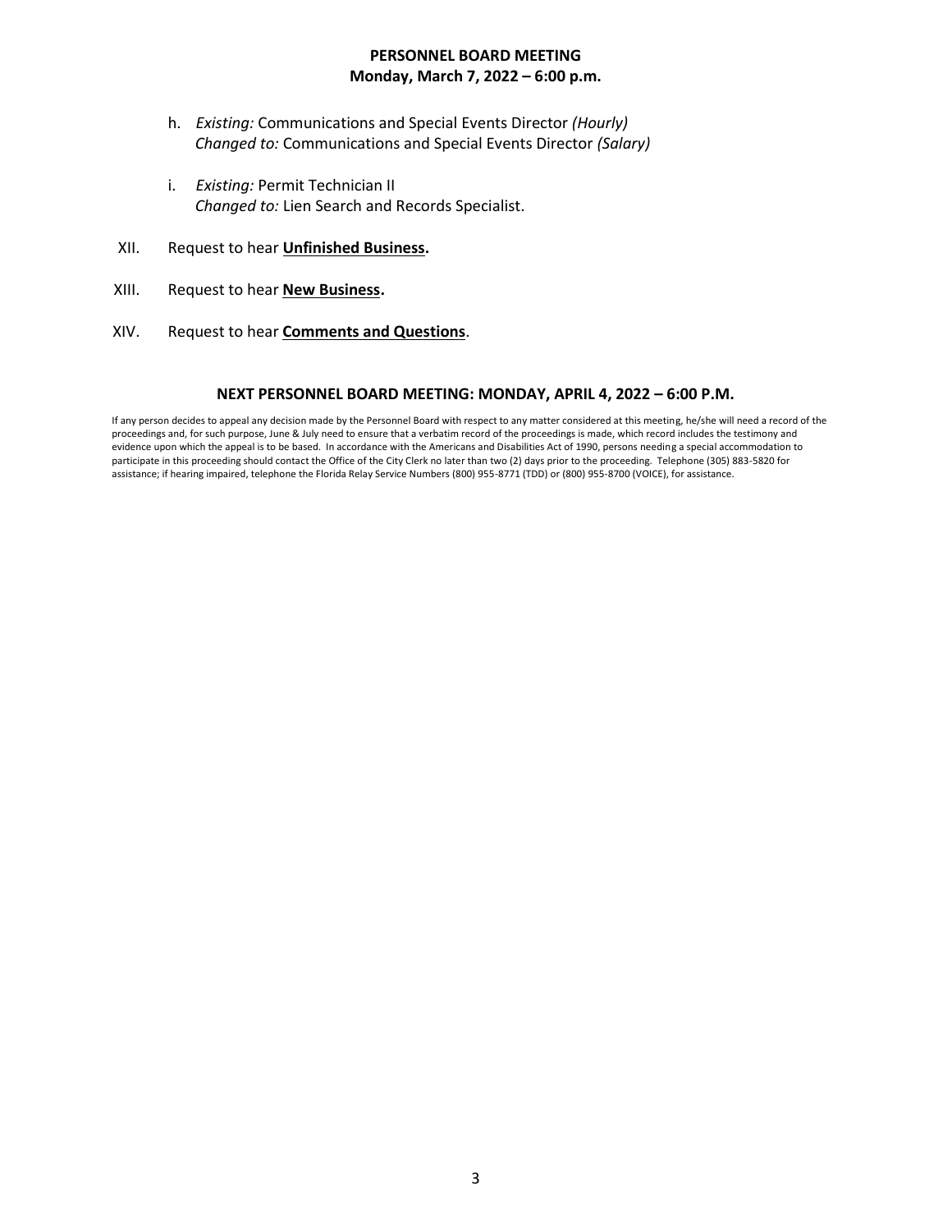h. *Existing:* Communications and Special Events Director *(Hourly)*
   *Changed to:* Communications and Special Events Director *(Salary)*

i. *Existing:* Permit Technician II
   *Changed to:* Lien Search and Records Specialist.

XII. Request to hear **Unfinished Business.**

XIII. Request to hear **New Business.**

XIV. Request to hear **Comments and Questions**.

**NEXT PERSONNEL BOARD MEETING: MONDAY, APRIL 4, 2022 – 6:00 P.M.**

If any person decides to appeal any decision made by the Personnel Board with respect to any matter considered at this meeting, he/she will need a record of the proceedings and, for such purpose, June & July need to ensure that a verbatim record of the proceedings is made, which record includes the testimony and evidence upon which the appeal is to be based. In accordance with the Americans and Disabilities Act of 1990, persons needing a special accommodation to participate in this proceeding should contact the Office of the City Clerk no later than two (2) days prior to the proceeding. Telephone (305) 883-5820 for assistance; if hearing impaired, telephone the Florida Relay Service Numbers (800) 955-8771 (TDD) or (800) 955-8700 (VOICE), for assistance.